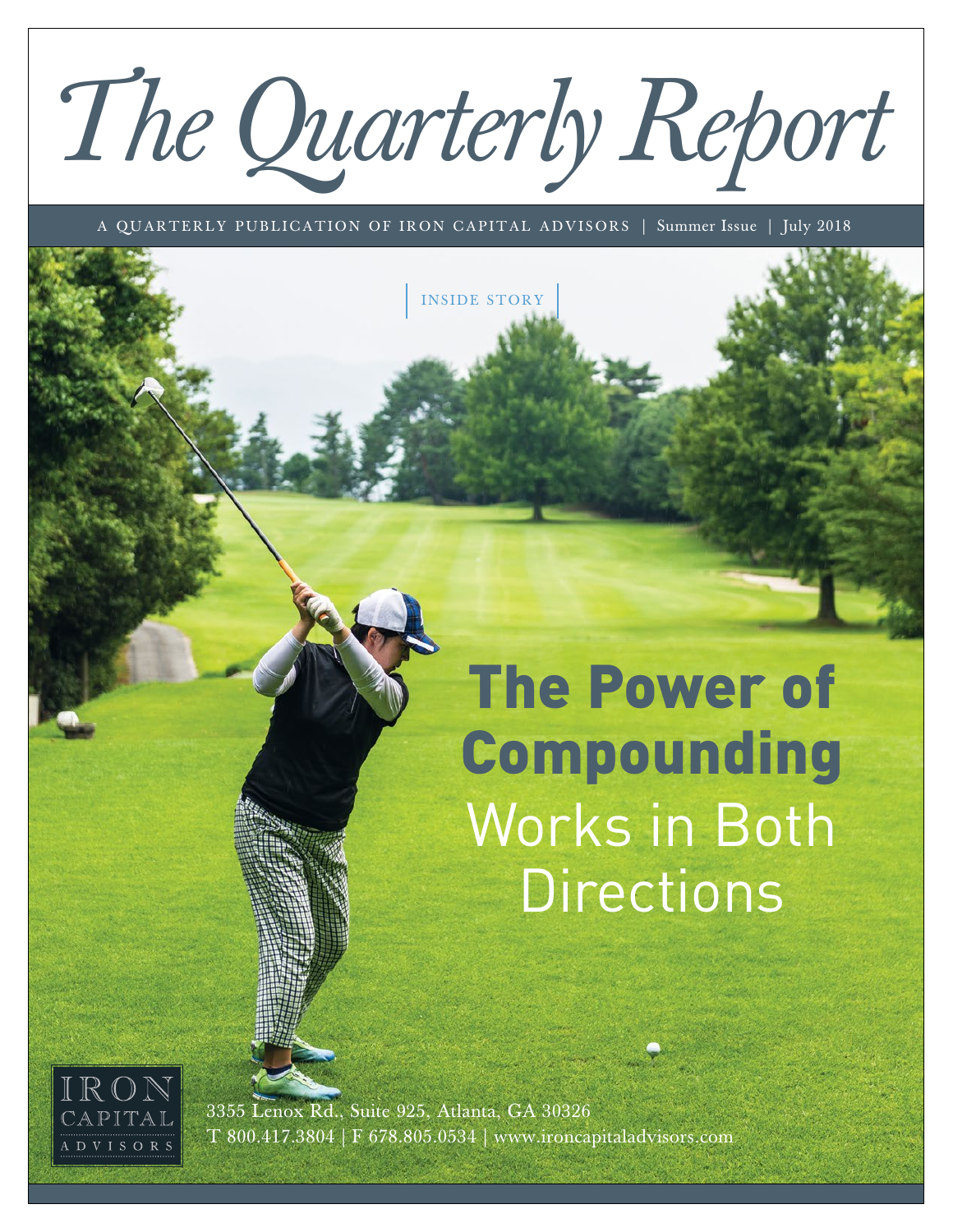# The Quarterly Report

A QUARTERLY PUBLICATION OF IRON CAPITAL ADVISORS | Summer Issue | July 2018

INSIDE STORY

## The Power of Compounding Works in Both Directions

IRON CAPITAL ADVISORS

3355 Lenox Rd., Suite 925, Atlanta, GA 30326
T 800.417.3804 | F 678.805.0534 | www.ironcapitaladvisors.com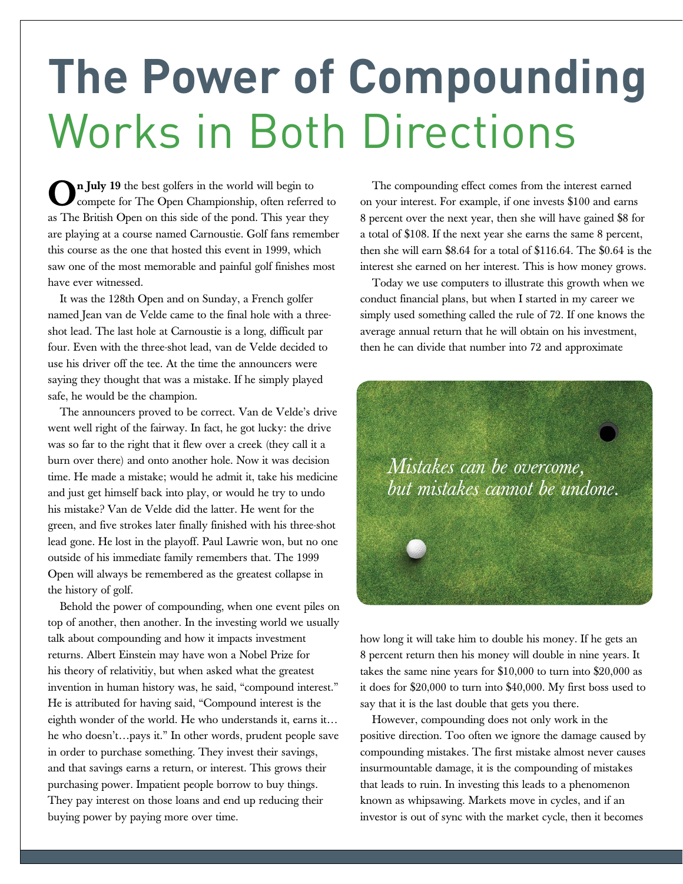# The Power of Compounding Works in Both Directions

**On July 19** the best golfers in the world will begin to compete for The Open Championship, often referred to as The British Open on this side of the pond. This year they are playing at a course named Carnoustie. Golf fans remember this course as the one that hosted this event in 1999, which saw one of the most memorable and painful golf finishes most have ever witnessed.

It was the 128th Open and on Sunday, a French golfer named Jean van de Velde came to the final hole with a three-shot lead. The last hole at Carnoustie is a long, difficult par four. Even with the three-shot lead, van de Velde decided to use his driver off the tee. At the time the announcers were saying they thought that was a mistake. If he simply played safe, he would be the champion.

The announcers proved to be correct. Van de Velde's drive went well right of the fairway. In fact, he got lucky: the drive was so far to the right that it flew over a creek (they call it a burn over there) and onto another hole. Now it was decision time. He made a mistake; would he admit it, take his medicine and just get himself back into play, or would he try to undo his mistake? Van de Velde did the latter. He went for the green, and five strokes later finally finished with his three-shot lead gone. He lost in the playoff. Paul Lawrie won, but no one outside of his immediate family remembers that. The 1999 Open will always be remembered as the greatest collapse in the history of golf.

Behold the power of compounding, when one event piles on top of another, then another. In the investing world we usually talk about compounding and how it impacts investment returns. Albert Einstein may have won a Nobel Prize for his theory of relativitiy, but when asked what the greatest invention in human history was, he said, "compound interest." He is attributed for having said, "Compound interest is the eighth wonder of the world. He who understands it, earns it… he who doesn't…pays it." In other words, prudent people save in order to purchase something. They invest their savings, and that savings earns a return, or interest. This grows their purchasing power. Impatient people borrow to buy things. They pay interest on those loans and end up reducing their buying power by paying more over time.

The compounding effect comes from the interest earned on your interest. For example, if one invests $100 and earns 8 percent over the next year, then she will have gained $8 for a total of $108. If the next year she earns the same 8 percent, then she will earn $8.64 for a total of $116.64. The $0.64 is the interest she earned on her interest. This is how money grows.

Today we use computers to illustrate this growth when we conduct financial plans, but when I started in my career we simply used something called the rule of 72. If one knows the average annual return that he will obtain on his investment, then he can divide that number into 72 and approximate how long it will take him to double his money. If he gets an 8 percent return then his money will double in nine years. It takes the same nine years for $10,000 to turn into $20,000 as it does for $20,000 to turn into $40,000. My first boss used to say that it is the last double that gets you there.

*Mistakes can be overcome, but mistakes cannot be undone.*

However, compounding does not only work in the positive direction. Too often we ignore the damage caused by compounding mistakes. The first mistake almost never causes insurmountable damage, it is the compounding of mistakes that leads to ruin. In investing this leads to a phenomenon known as whipsawing. Markets move in cycles, and if an investor is out of sync with the market cycle, then it becomes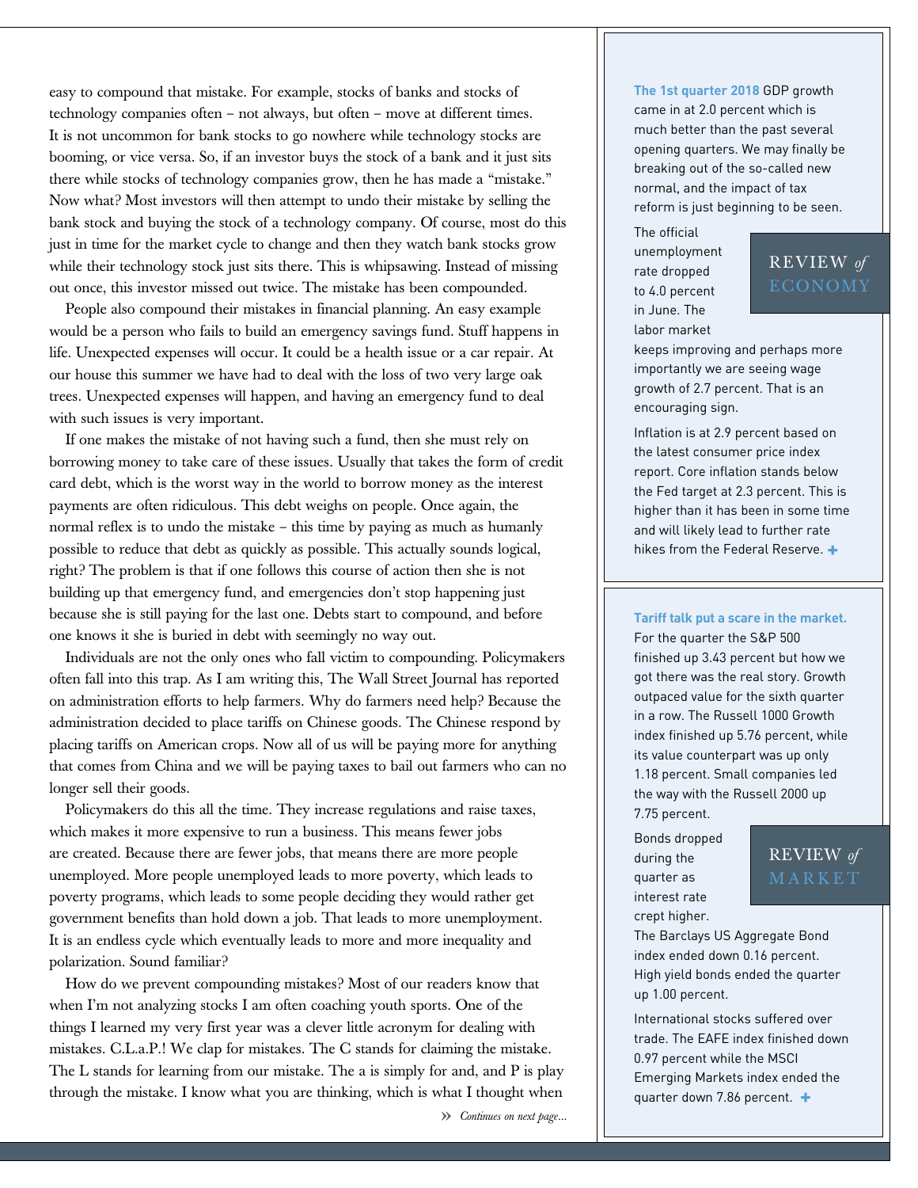easy to compound that mistake. For example, stocks of banks and stocks of technology companies often – not always, but often – move at different times. It is not uncommon for bank stocks to go nowhere while technology stocks are booming, or vice versa. So, if an investor buys the stock of a bank and it just sits there while stocks of technology companies grow, then he has made a "mistake." Now what? Most investors will then attempt to undo their mistake by selling the bank stock and buying the stock of a technology company. Of course, most do this just in time for the market cycle to change and then they watch bank stocks grow while their technology stock just sits there. This is whipsawing. Instead of missing out once, this investor missed out twice. The mistake has been compounded.

People also compound their mistakes in financial planning. An easy example would be a person who fails to build an emergency savings fund. Stuff happens in life. Unexpected expenses will occur. It could be a health issue or a car repair. At our house this summer we have had to deal with the loss of two very large oak trees. Unexpected expenses will happen, and having an emergency fund to deal with such issues is very important.

If one makes the mistake of not having such a fund, then she must rely on borrowing money to take care of these issues. Usually that takes the form of credit card debt, which is the worst way in the world to borrow money as the interest payments are often ridiculous. This debt weighs on people. Once again, the normal reflex is to undo the mistake – this time by paying as much as humanly possible to reduce that debt as quickly as possible. This actually sounds logical, right? The problem is that if one follows this course of action then she is not building up that emergency fund, and emergencies don't stop happening just because she is still paying for the last one. Debts start to compound, and before one knows it she is buried in debt with seemingly no way out.

Individuals are not the only ones who fall victim to compounding. Policymakers often fall into this trap. As I am writing this, The Wall Street Journal has reported on administration efforts to help farmers. Why do farmers need help? Because the administration decided to place tariffs on Chinese goods. The Chinese respond by placing tariffs on American crops. Now all of us will be paying more for anything that comes from China and we will be paying taxes to bail out farmers who can no longer sell their goods.

Policymakers do this all the time. They increase regulations and raise taxes, which makes it more expensive to run a business. This means fewer jobs are created. Because there are fewer jobs, that means there are more people unemployed. More people unemployed leads to more poverty, which leads to poverty programs, which leads to some people deciding they would rather get government benefits than hold down a job. That leads to more unemployment. It is an endless cycle which eventually leads to more and more inequality and polarization. Sound familiar?

How do we prevent compounding mistakes? Most of our readers know that when I'm not analyzing stocks I am often coaching youth sports. One of the things I learned my very first year was a clever little acronym for dealing with mistakes. C.L.a.P.! We clap for mistakes. The C stands for claiming the mistake. The L stands for learning from our mistake. The a is simply for and, and P is play through the mistake. I know what you are thinking, which is what I thought when

*» Continues on next page...*

## REVIEW *of* ECONOMY

**The 1st quarter 2018** GDP growth came in at 2.0 percent which is much better than the past several opening quarters. We may finally be breaking out of the so-called new normal, and the impact of tax reform is just beginning to be seen.

The official unemployment rate dropped to 4.0 percent in June. The labor market keeps improving and perhaps more importantly we are seeing wage growth of 2.7 percent. That is an encouraging sign.

Inflation is at 2.9 percent based on the latest consumer price index report. Core inflation stands below the Fed target at 2.3 percent. This is higher than it has been in some time and will likely lead to further rate hikes from the Federal Reserve. +

## REVIEW *of* MARKET

**Tariff talk put a scare in the market.** For the quarter the S&P 500 finished up 3.43 percent but how we got there was the real story. Growth outpaced value for the sixth quarter in a row. The Russell 1000 Growth index finished up 5.76 percent, while its value counterpart was up only 1.18 percent. Small companies led the way with the Russell 2000 up 7.75 percent.

Bonds dropped during the quarter as interest rate crept higher. The Barclays US Aggregate Bond index ended down 0.16 percent. High yield bonds ended the quarter up 1.00 percent.

International stocks suffered over trade. The EAFE index finished down 0.97 percent while the MSCI Emerging Markets index ended the quarter down 7.86 percent. +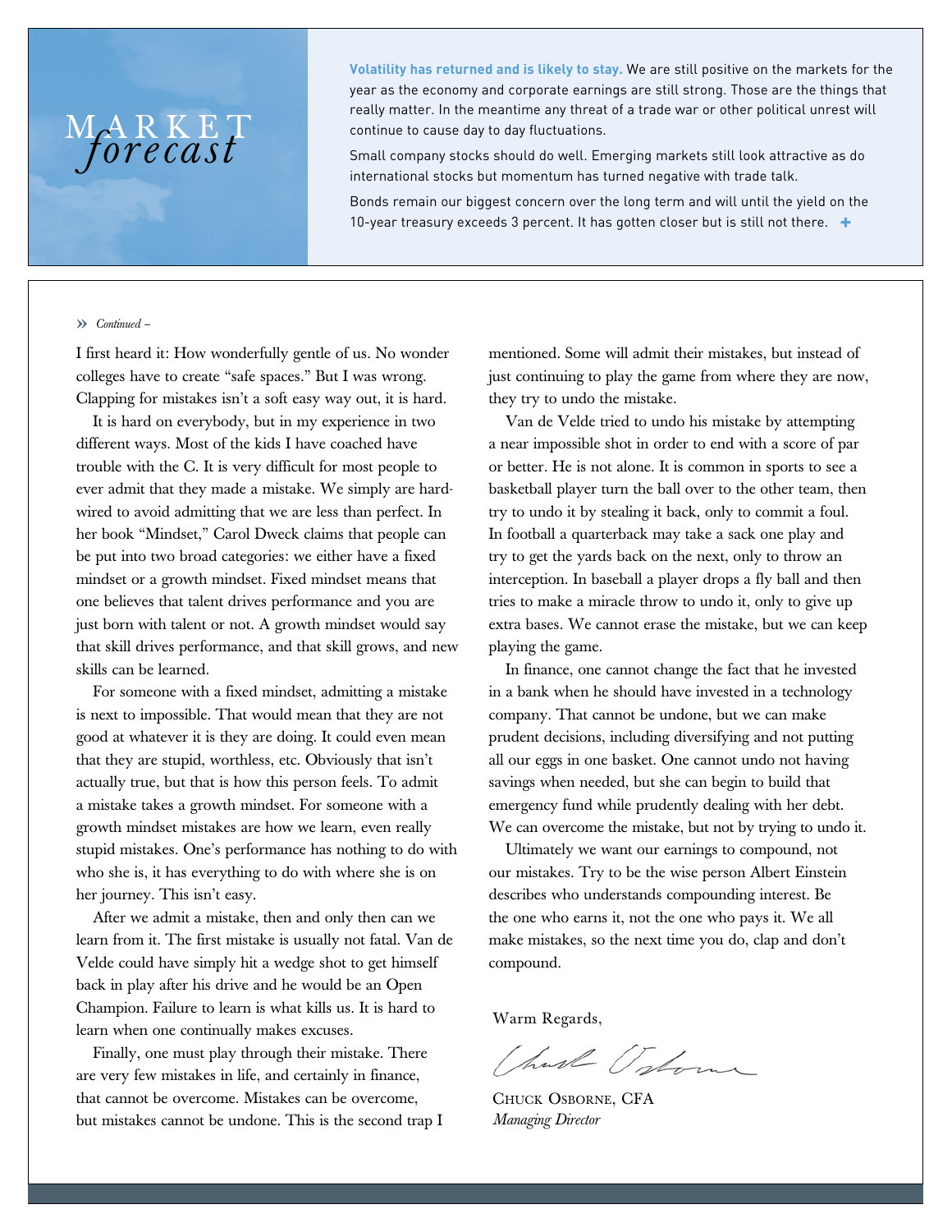# MARKET *forecast*

**Volatility has returned and is likely to stay.** We are still positive on the markets for the year as the economy and corporate earnings are still strong. Those are the things that really matter. In the meantime any threat of a trade war or other political unrest will continue to cause day to day fluctuations.

Small company stocks should do well. Emerging markets still look attractive as do international stocks but momentum has turned negative with trade talk.

Bonds remain our biggest concern over the long term and will until the yield on the 10-year treasury exceeds 3 percent. It has gotten closer but is still not there. +

» *Continued –*

I first heard it: How wonderfully gentle of us. No wonder colleges have to create "safe spaces." But I was wrong. Clapping for mistakes isn't a soft easy way out, it is hard.

It is hard on everybody, but in my experience in two different ways. Most of the kids I have coached have trouble with the C. It is very difficult for most people to ever admit that they made a mistake. We simply are hard-wired to avoid admitting that we are less than perfect. In her book "Mindset," Carol Dweck claims that people can be put into two broad categories: we either have a fixed mindset or a growth mindset. Fixed mindset means that one believes that talent drives performance and you are just born with talent or not. A growth mindset would say that skill drives performance, and that skill grows, and new skills can be learned.

For someone with a fixed mindset, admitting a mistake is next to impossible. That would mean that they are not good at whatever it is they are doing. It could even mean that they are stupid, worthless, etc. Obviously that isn't actually true, but that is how this person feels. To admit a mistake takes a growth mindset. For someone with a growth mindset mistakes are how we learn, even really stupid mistakes. One's performance has nothing to do with who she is, it has everything to do with where she is on her journey. This isn't easy.

After we admit a mistake, then and only then can we learn from it. The first mistake is usually not fatal. Van de Velde could have simply hit a wedge shot to get himself back in play after his drive and he would be an Open Champion. Failure to learn is what kills us. It is hard to learn when one continually makes excuses.

Finally, one must play through their mistake. There are very few mistakes in life, and certainly in finance, that cannot be overcome. Mistakes can be overcome, but mistakes cannot be undone. This is the second trap I mentioned. Some will admit their mistakes, but instead of just continuing to play the game from where they are now, they try to undo the mistake.

Van de Velde tried to undo his mistake by attempting a near impossible shot in order to end with a score of par or better. He is not alone. It is common in sports to see a basketball player turn the ball over to the other team, then try to undo it by stealing it back, only to commit a foul. In football a quarterback may take a sack one play and try to get the yards back on the next, only to throw an interception. In baseball a player drops a fly ball and then tries to make a miracle throw to undo it, only to give up extra bases. We cannot erase the mistake, but we can keep playing the game.

In finance, one cannot change the fact that he invested in a bank when he should have invested in a technology company. That cannot be undone, but we can make prudent decisions, including diversifying and not putting all our eggs in one basket. One cannot undo not having savings when needed, but she can begin to build that emergency fund while prudently dealing with her debt. We can overcome the mistake, but not by trying to undo it.

Ultimately we want our earnings to compound, not our mistakes. Try to be the wise person Albert Einstein describes who understands compounding interest. Be the one who earns it, not the one who pays it. We all make mistakes, so the next time you do, clap and don't compound.

Warm Regards,

Chuck Osborne, CFA
*Managing Director*